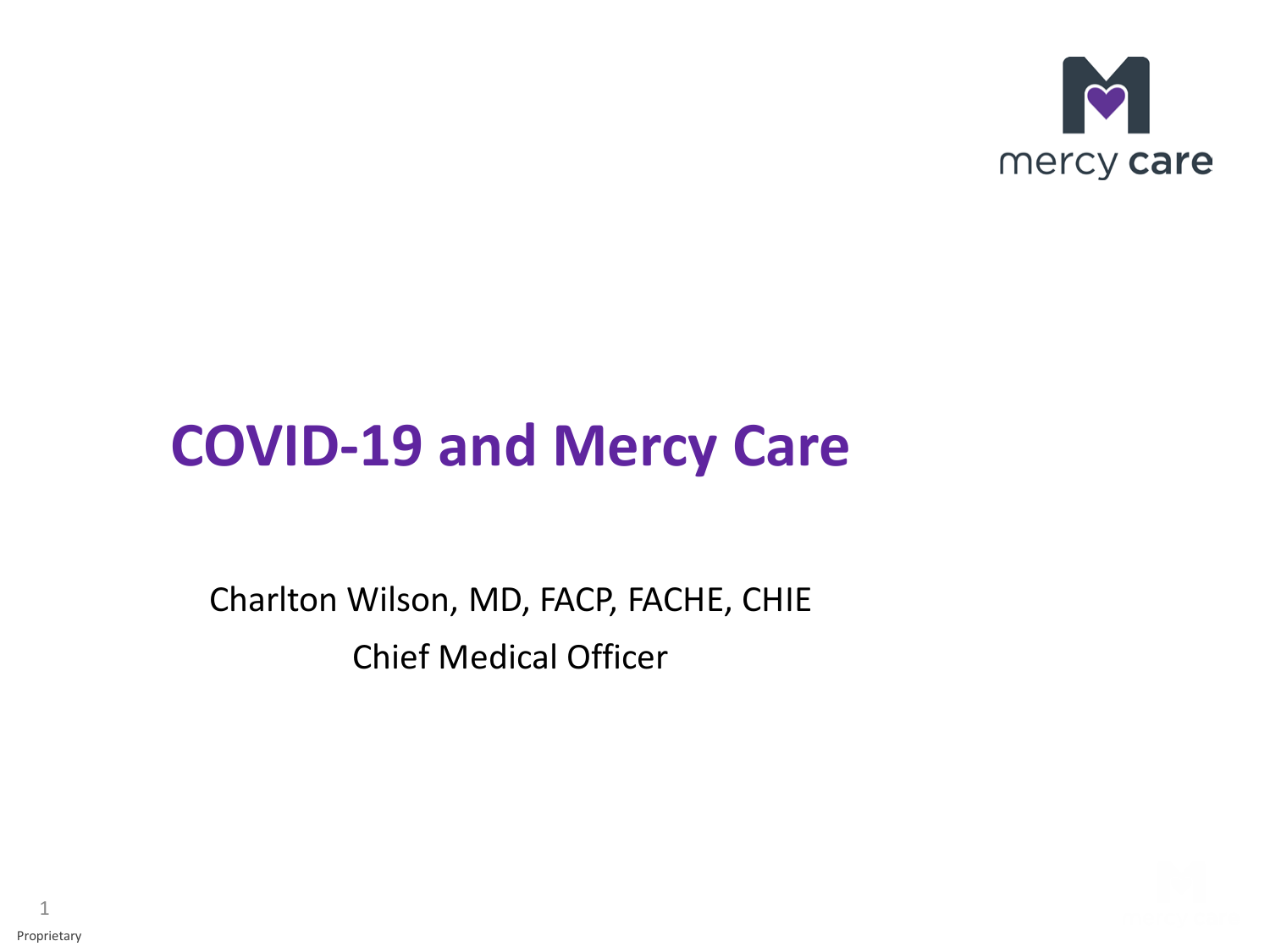mercy care

# COVID-19 and Mercy Care

Charlton Wilson, MD, FACP, FACHE, CHIE

Chief Medical Officer

Proprietary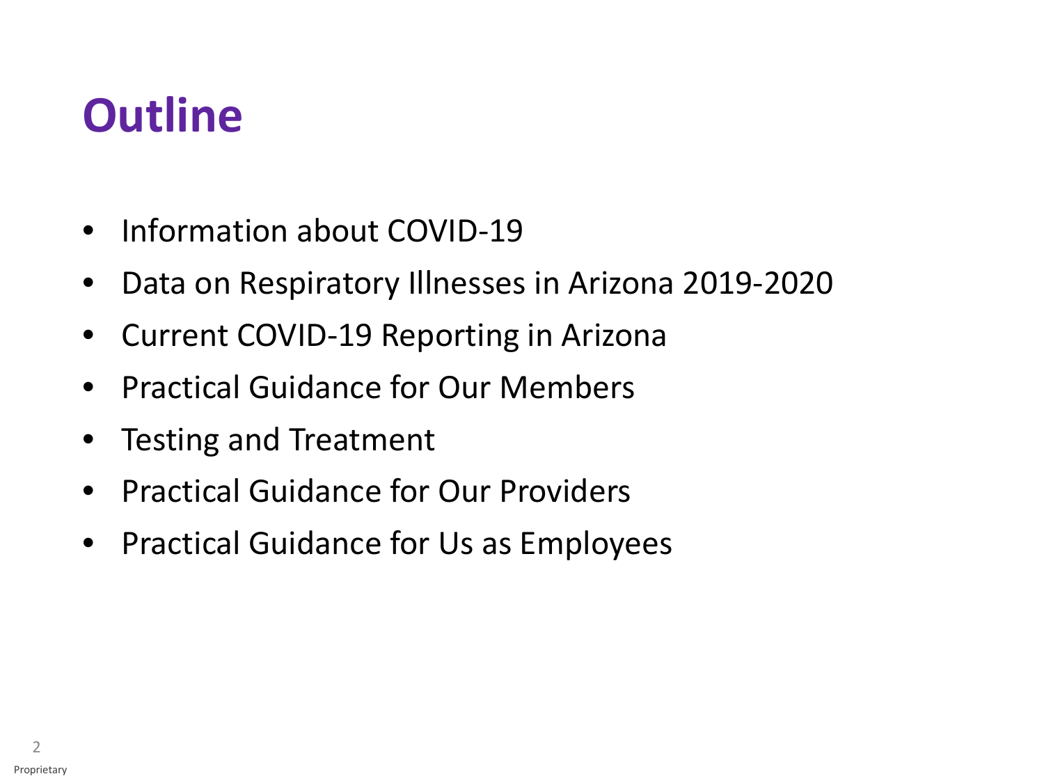# Outline

- Information about COVID-19
- Data on Respiratory Illnesses in Arizona 2019-2020
- Current COVID-19 Reporting in Arizona
- Practical Guidance for Our Members
- Testing and Treatment
- Practical Guidance for Our Providers
- Practical Guidance for Us as Employees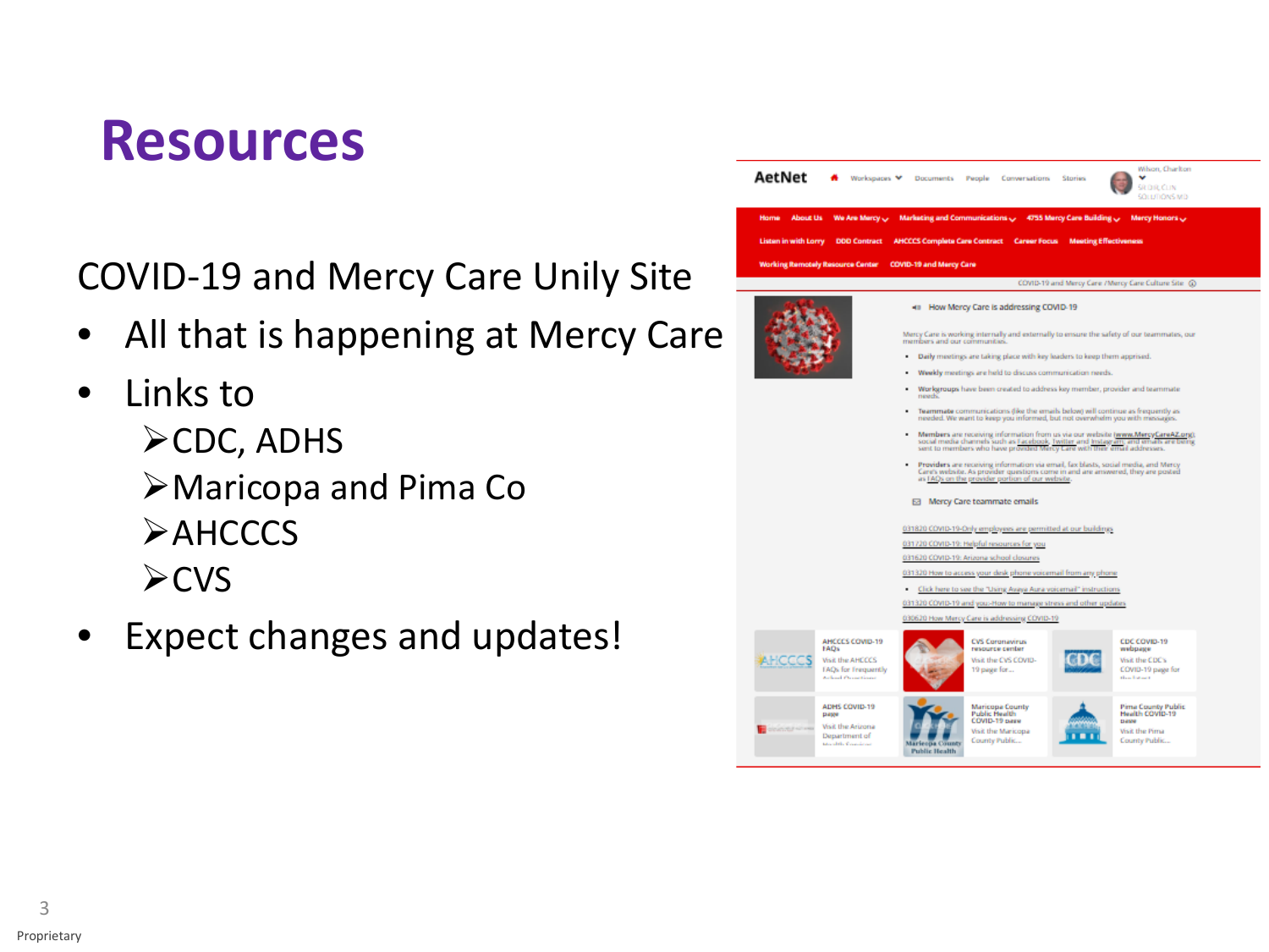# Resources

COVID-19 and Mercy Care Unily Site

- All that is happening at Mercy Care
- Links to
  - CDC, ADHS
  - Maricopa and Pima Co
  - AHCCCS
  - CVS
- Expect changes and updates!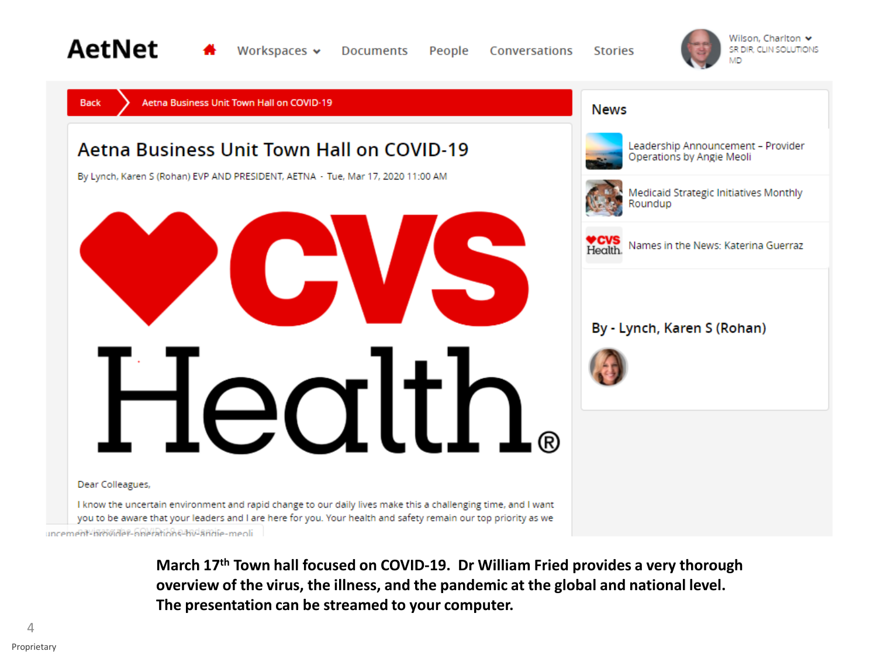AetNet

Workspaces · Documents · People · Conversations · Stories

Wilson, Charlton
SR DIR, CLIN SOLUTIONS
MD

Back | Aetna Business Unit Town Hall on COVID-19

# Aetna Business Unit Town Hall on COVID-19

By Lynch, Karen S (Rohan) EVP AND PRESIDENT, AETNA - Tue, Mar 17, 2020 11:00 AM

CVS Health®

Dear Colleagues,

I know the uncertain environment and rapid change to our daily lives make this a challenging time, and I want you to be aware that your leaders and I are here for you. Your health and safety remain our top priority as we

## News

- Leadership Announcement – Provider Operations by Angie Meoli
- Medicaid Strategic Initiatives Monthly Roundup
- Names in the News: Katerina Guerraz

By - Lynch, Karen S (Rohan)

**March 17th Town hall focused on COVID-19. Dr William Fried provides a very thorough overview of the virus, the illness, and the pandemic at the global and national level. The presentation can be streamed to your computer.**

Proprietary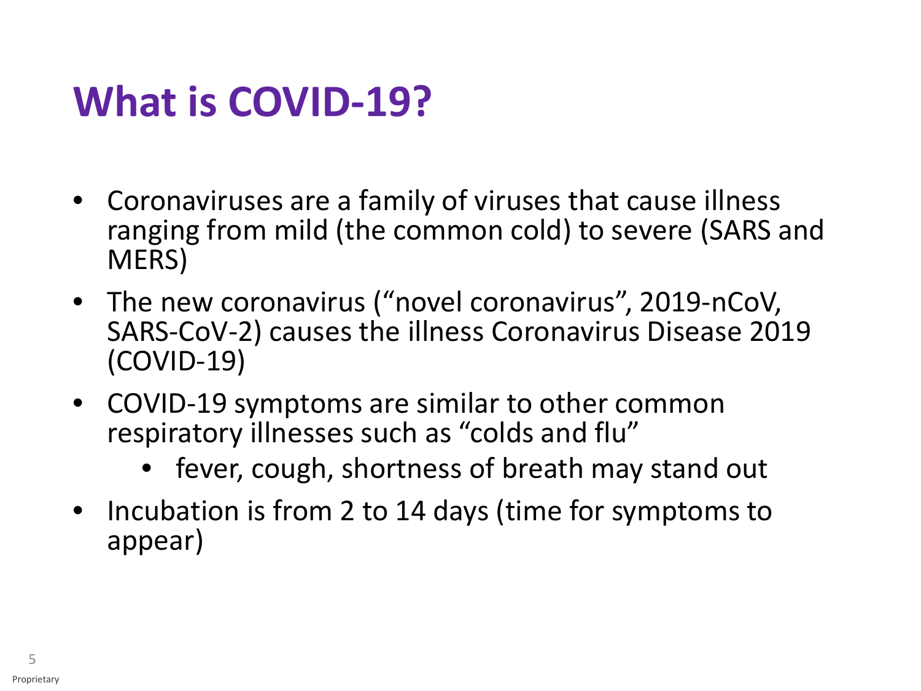# What is COVID-19?

- Coronaviruses are a family of viruses that cause illness ranging from mild (the common cold) to severe (SARS and MERS)
- The new coronavirus (“novel coronavirus”, 2019-nCoV, SARS-CoV-2) causes the illness Coronavirus Disease 2019 (COVID-19)
- COVID-19 symptoms are similar to other common respiratory illnesses such as “colds and flu”
  - fever, cough, shortness of breath may stand out
- Incubation is from 2 to 14 days (time for symptoms to appear)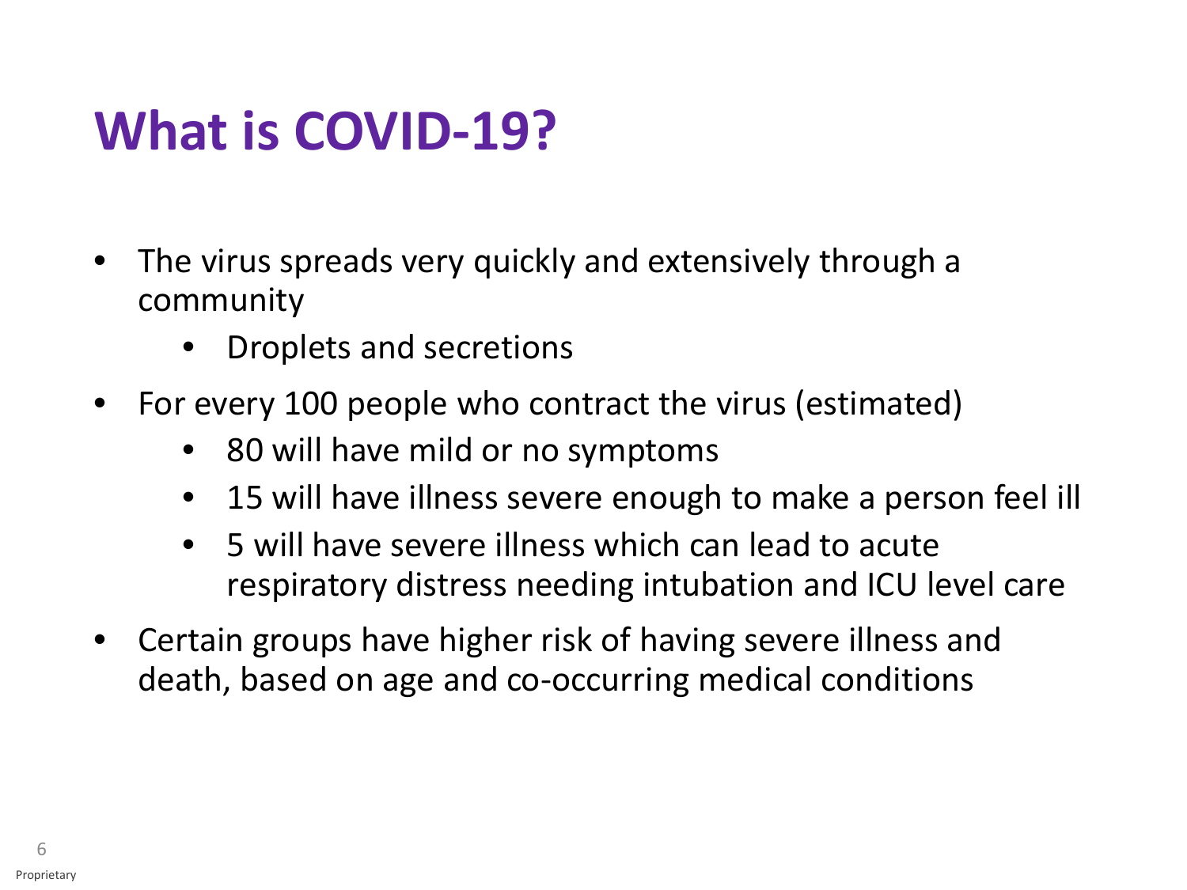# What is COVID-19?

- The virus spreads very quickly and extensively through a community
  - Droplets and secretions
- For every 100 people who contract the virus (estimated)
  - 80 will have mild or no symptoms
  - 15 will have illness severe enough to make a person feel ill
  - 5 will have severe illness which can lead to acute respiratory distress needing intubation and ICU level care
- Certain groups have higher risk of having severe illness and death, based on age and co-occurring medical conditions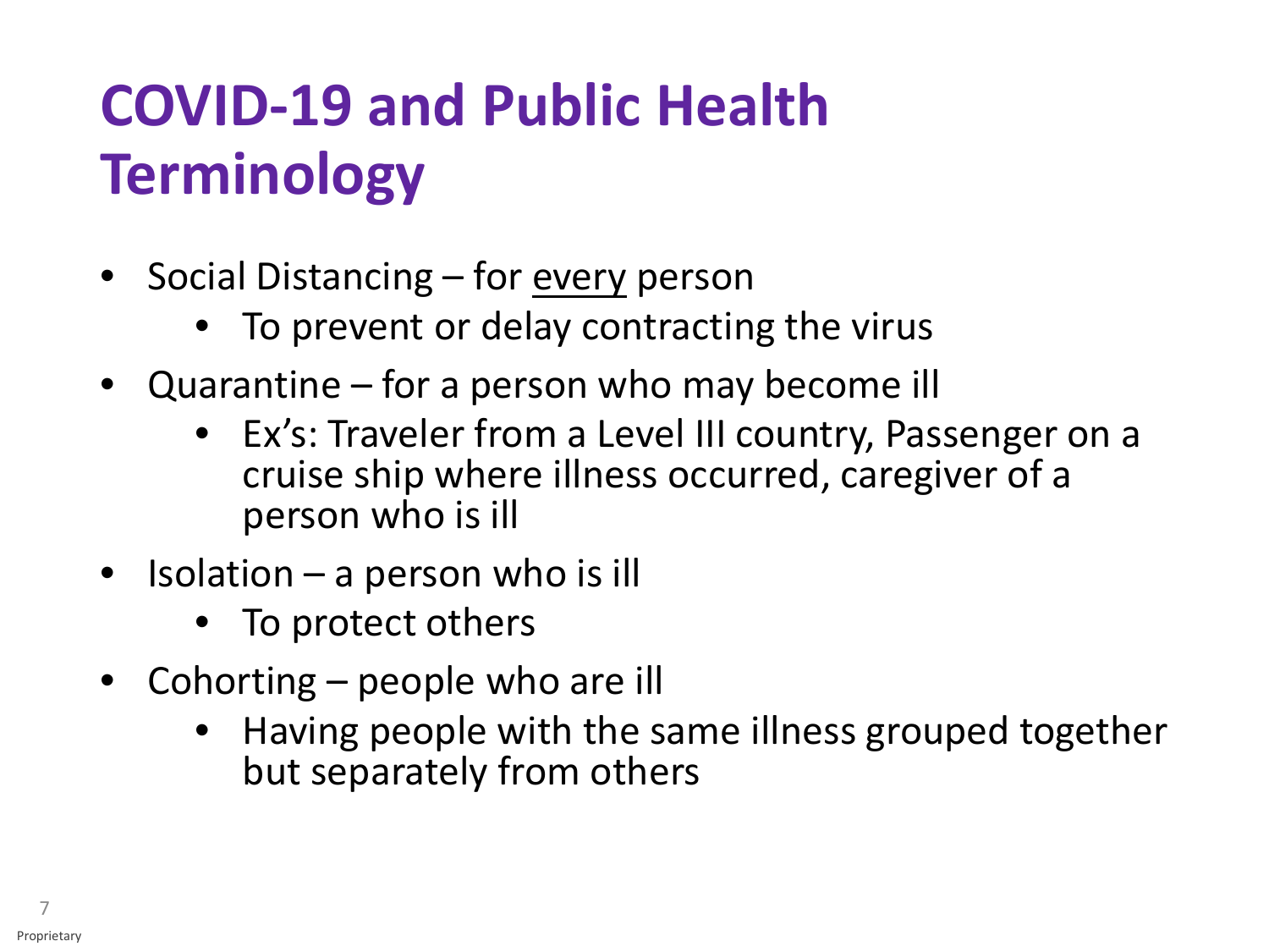# COVID-19 and Public Health Terminology

- Social Distancing – for <u>every</u> person
  - To prevent or delay contracting the virus
- Quarantine – for a person who may become ill
  - Ex's: Traveler from a Level III country, Passenger on a cruise ship where illness occurred, caregiver of a person who is ill
- Isolation – a person who is ill
  - To protect others
- Cohorting – people who are ill
  - Having people with the same illness grouped together but separately from others

Proprietary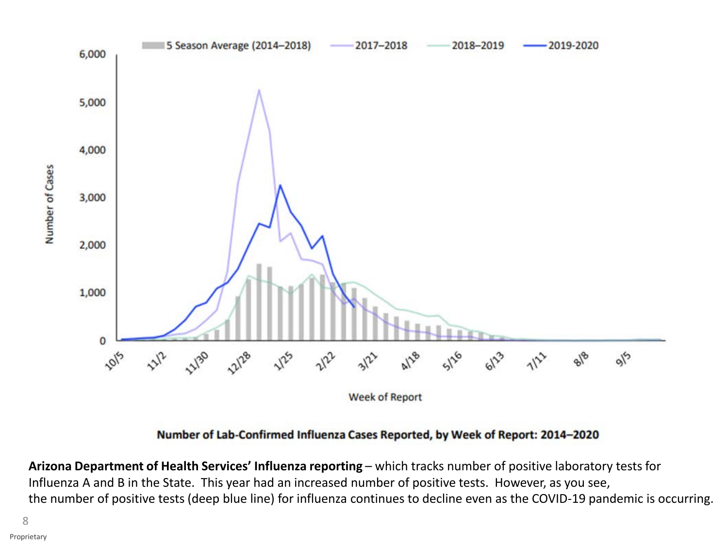Number of Lab-Confirmed Influenza Cases Reported, by Week of Report: 2014–2020

**Arizona Department of Health Services' Influenza reporting** – which tracks number of positive laboratory tests for Influenza A and B in the State. This year had an increased number of positive tests. However, as you see, the number of positive tests (deep blue line) for influenza continues to decline even as the COVID-19 pandemic is occurring.

Proprietary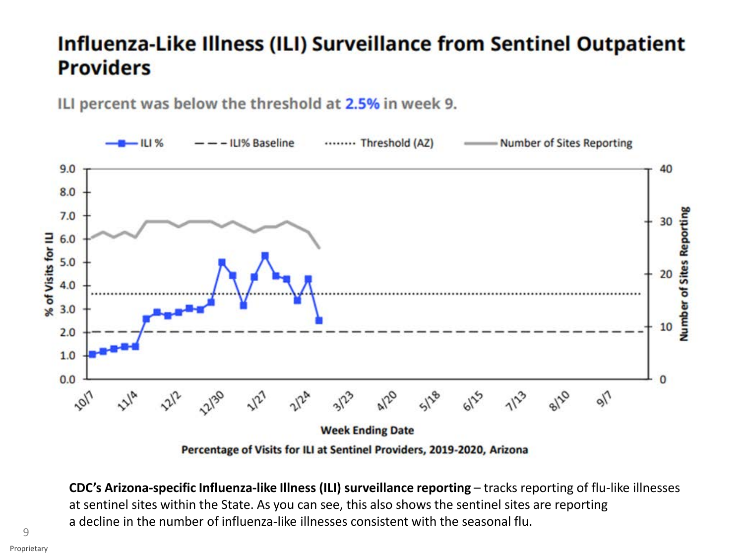# Influenza-Like Illness (ILI) Surveillance from Sentinel Outpatient Providers

ILI percent was below the threshold at **2.5%** in week 9.

Percentage of Visits for ILI at Sentinel Providers, 2019-2020, Arizona

**CDC's Arizona-specific Influenza-like Illness (ILI) surveillance reporting** – tracks reporting of flu-like illnesses at sentinel sites within the State. As you can see, this also shows the sentinel sites are reporting a decline in the number of influenza-like illnesses consistent with the seasonal flu.

Proprietary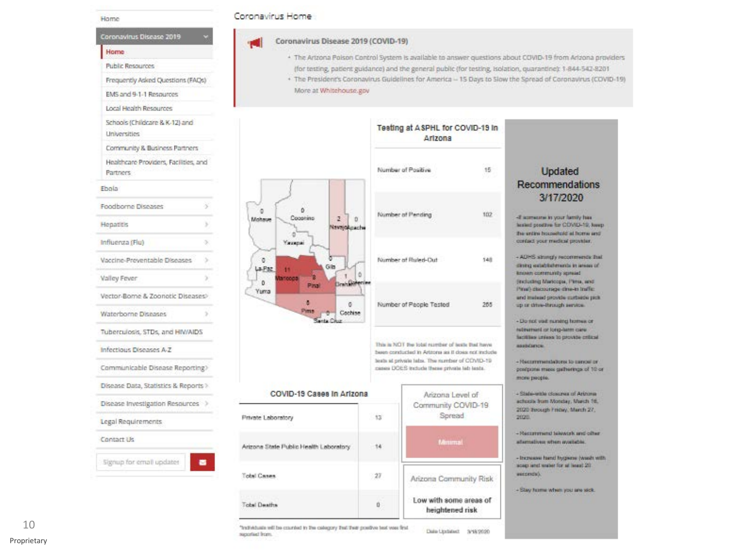Home

**Coronavirus Disease 2019**

- **Home**
- Public Resources
- Frequently Asked Questions (FAQs)
- EMS and 9-1-1 Resources
- Local Health Resources
- Schools (Childcare & K-12) and Universities
- Community & Business Partners
- Healthcare Providers, Facilities, and Partners

Ebola

Foodborne Diseases

Hepatitis

Influenza (Flu)

Vaccine-Preventable Diseases

Valley Fever

Vector-Borne & Zoonotic Diseases

Waterborne Diseases

Tuberculosis, STDs, and HIV/AIDS

Infectious Diseases A-Z

Communicable Disease Reporting

Disease Data, Statistics & Reports

Disease Investigation Resources

Legal Requirements

Contact Us

Signup for email updates

# Coronavirus Home

## Coronavirus Disease 2019 (COVID-19)

- The Arizona Poison Control System is available to answer questions about COVID-19 from Arizona providers (for testing, patient guidance) and the general public (for testing, isolation, quarantine): 1-844-542-8201
- The President's Coronavirus Guidelines for America – 15 Days to Slow the Spread of Coronavirus (COVID-19) More at Whitehouse.gov

Mohave 0, Coconino 0, Navajo 2, Apache 0, Yavapai 0, La Paz 0, Maricopa 11, Gila 0, Yuma 0, Pinal 8, Graham 1, Greenlee 0, Pima 5, Cochise 0, Santa Cruz 0

### Testing at ASPHL for COVID-19 in Arizona

| | |
|---|---|
| Number of Positive | 15 |
| Number of Pending | 102 |
| Number of Ruled-Out | 148 |
| Number of People Tested | 265 |

This is NOT the total number of tests that have been conducted in Arizona as it does not include tests at private labs. The number of COVID-19 cases DOES include these private lab tests.

### COVID-19 Cases in Arizona

| | |
|---|---|
| Private Laboratory | 13 |
| Arizona State Public Health Laboratory | 14 |
| Total Cases | 27 |
| Total Deaths | 0 |

*Individuals will be counted in the category that their positive test was first reported from.

**Arizona Level of Community COVID-19 Spread**

Minimal

**Arizona Community Risk**

Low with some areas of heightened risk

Date Updated: 3/18/2020

### Updated Recommendations 3/17/2020

- If someone in your family has tested positive for COVID-19, keep the entire household at home and contact your medical provider.
- ADHS strongly recommends that dining establishments in areas of known community spread (including Maricopa, Pima, and Pinal) discourage dine-in traffic and instead provide curbside pick up or drive-through service.
- Do not visit nursing homes or retirement or long-term care facilities unless to provide critical assistance.
- Recommendations to cancel or postpone mass gatherings of 10 or more people.
- State-wide closures of Arizona schools from Monday, March 16, 2020 through Friday, March 27, 2020.
- Recommend telework and other alternatives when available.
- Increase hand hygiene (wash with soap and water for at least 20 seconds).
- Stay home when you are sick.

Proprietary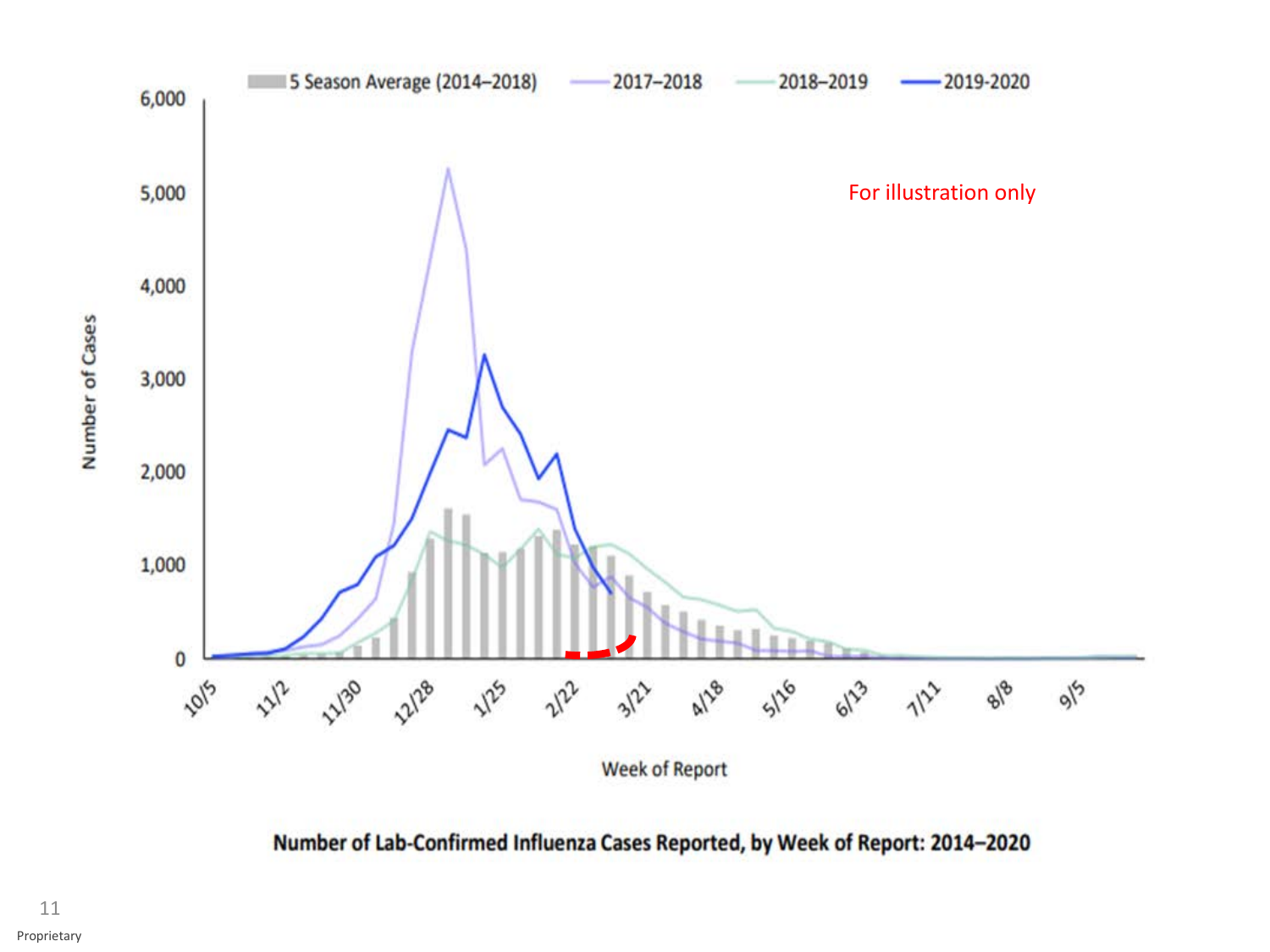**Number of Lab-Confirmed Influenza Cases Reported, by Week of Report: 2014–2020**

For illustration only

Proprietary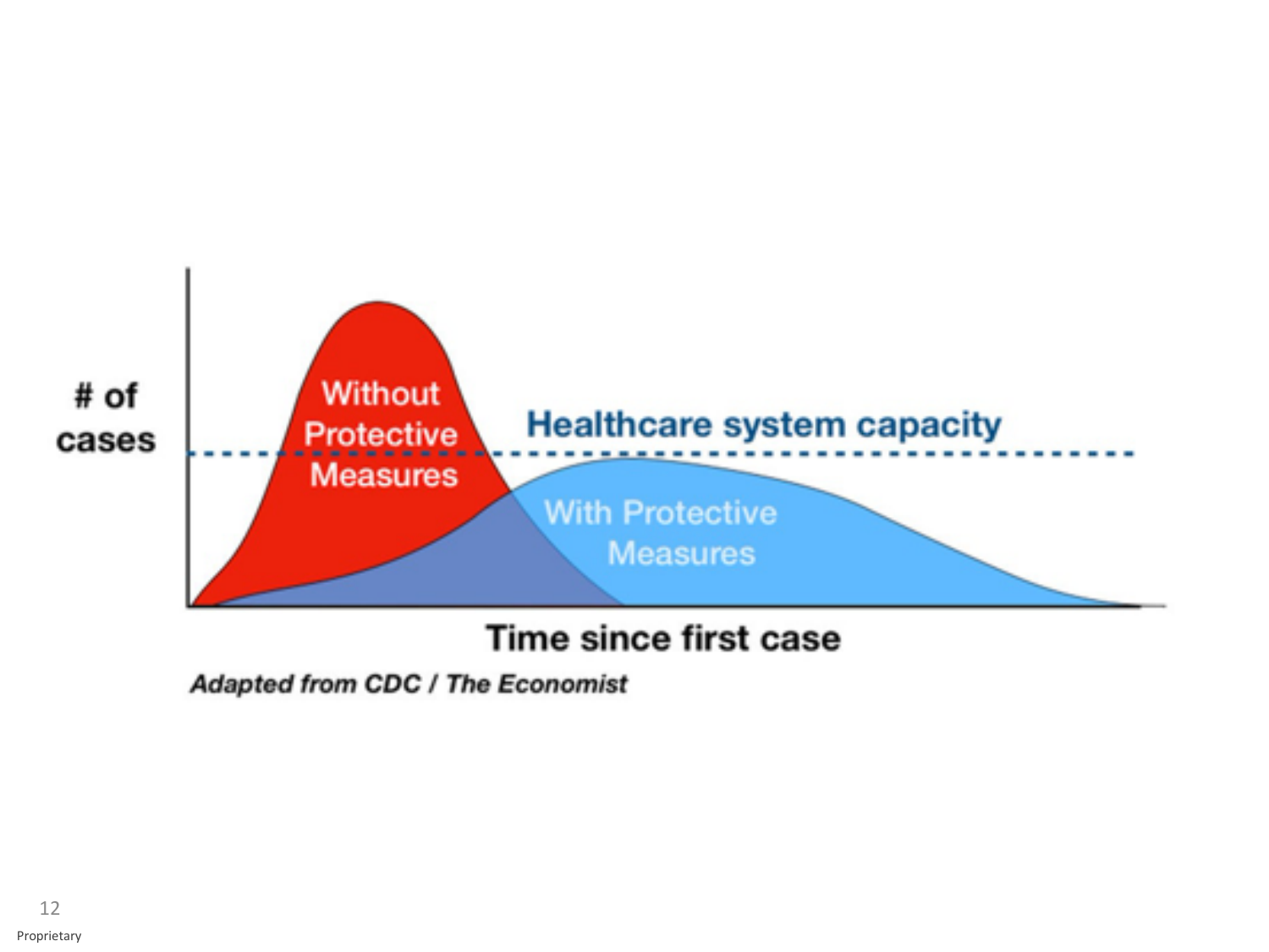# of cases

Without Protective Measures

Healthcare system capacity

With Protective Measures

Time since first case

***Adapted from CDC / The Economist***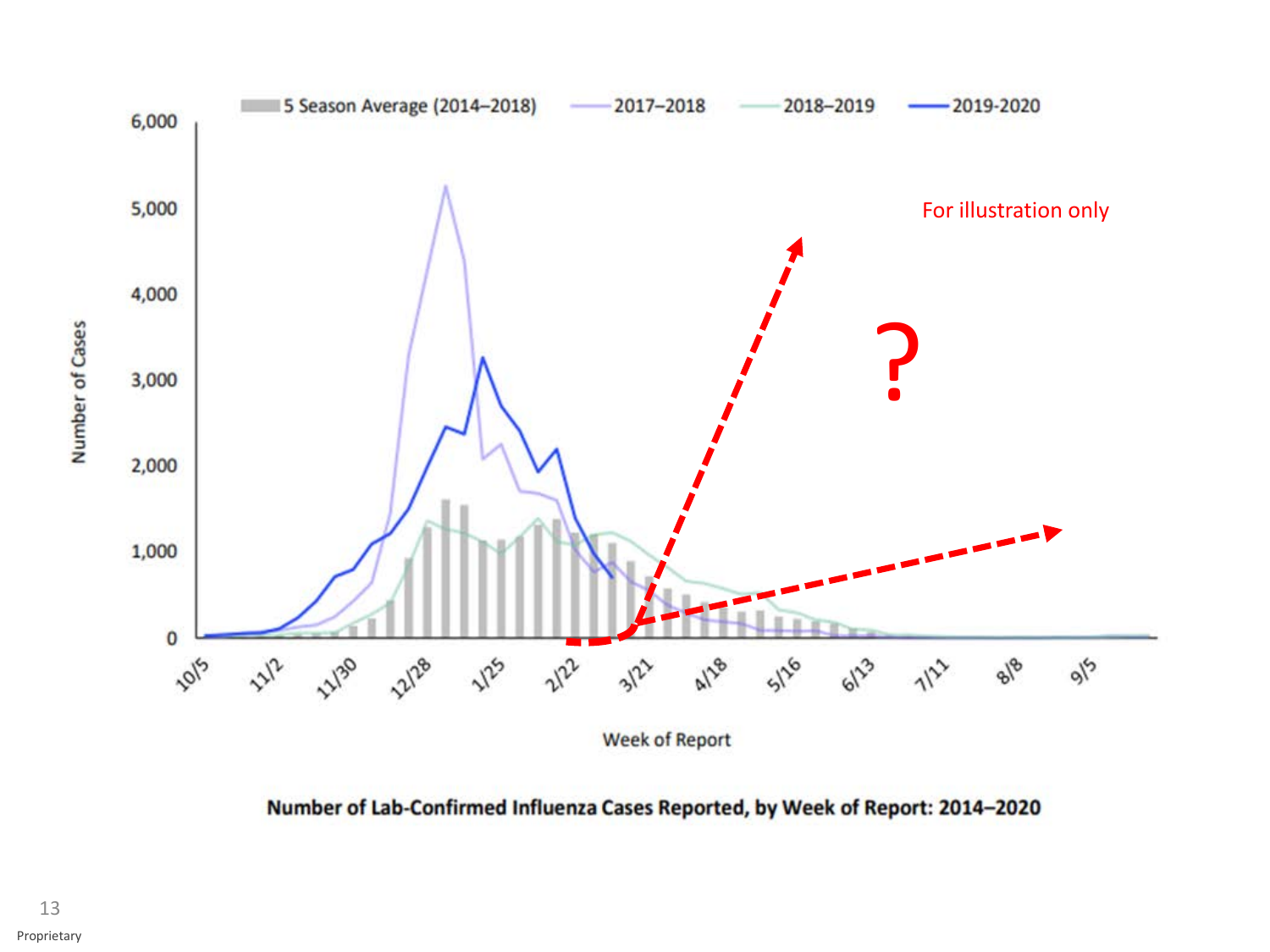5 Season Average (2014–2018) | 2017–2018 | 2018–2019 | 2019-2020

For illustration only

?

Number of Cases

Week of Report

**Number of Lab-Confirmed Influenza Cases Reported, by Week of Report: 2014–2020**

Proprietary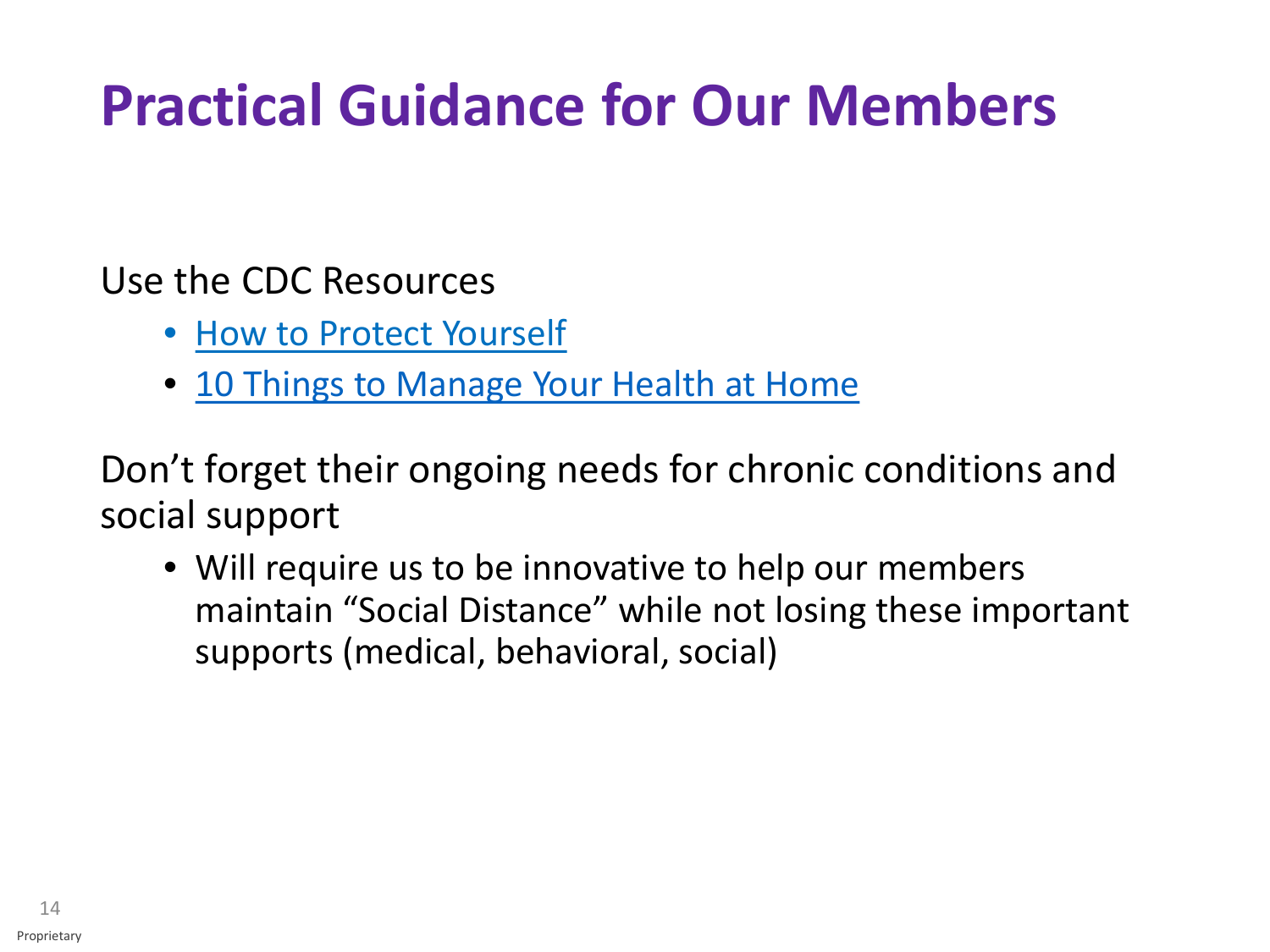# Practical Guidance for Our Members

Use the CDC Resources

- How to Protect Yourself
- 10 Things to Manage Your Health at Home

Don't forget their ongoing needs for chronic conditions and social support

- Will require us to be innovative to help our members maintain "Social Distance" while not losing these important supports (medical, behavioral, social)

Proprietary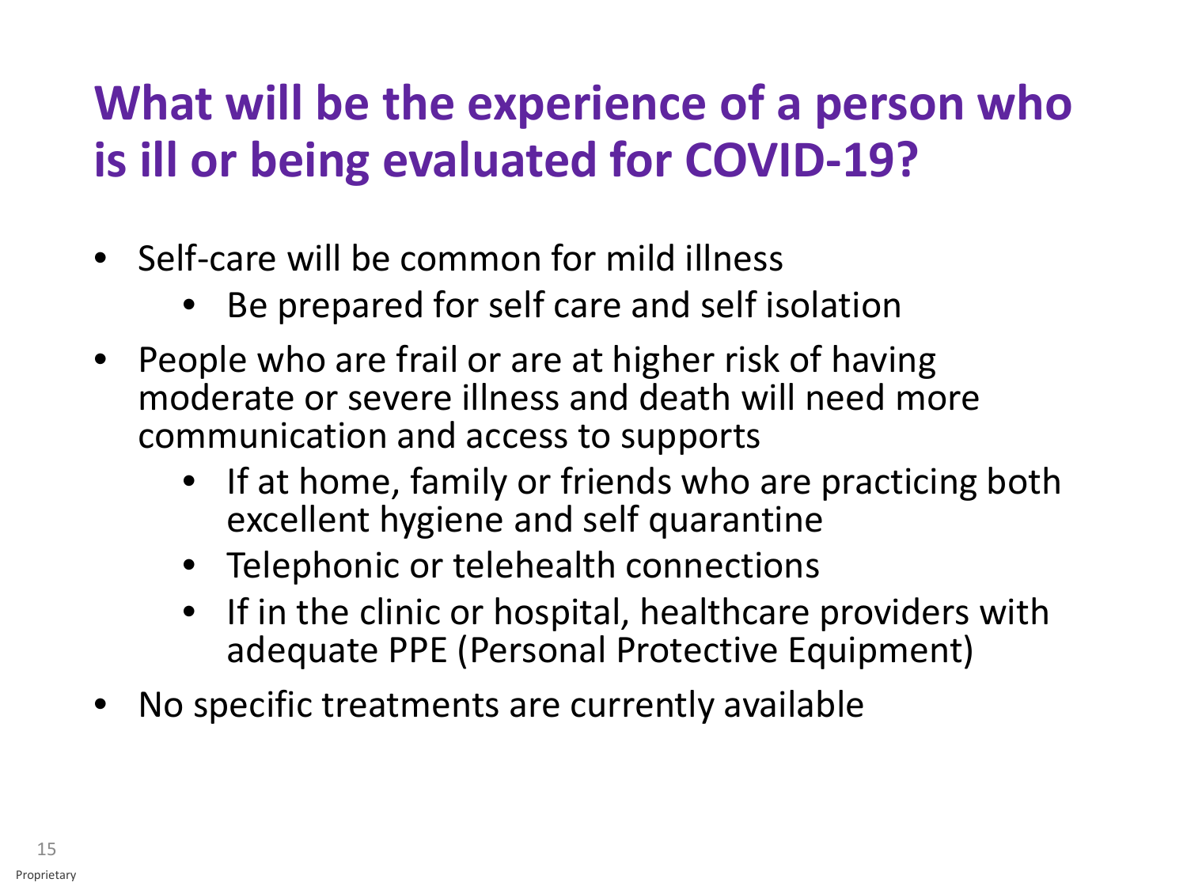# What will be the experience of a person who is ill or being evaluated for COVID-19?

- Self-care will be common for mild illness
  - Be prepared for self care and self isolation
- People who are frail or are at higher risk of having moderate or severe illness and death will need more communication and access to supports
  - If at home, family or friends who are practicing both excellent hygiene and self quarantine
  - Telephonic or telehealth connections
  - If in the clinic or hospital, healthcare providers with adequate PPE (Personal Protective Equipment)
- No specific treatments are currently available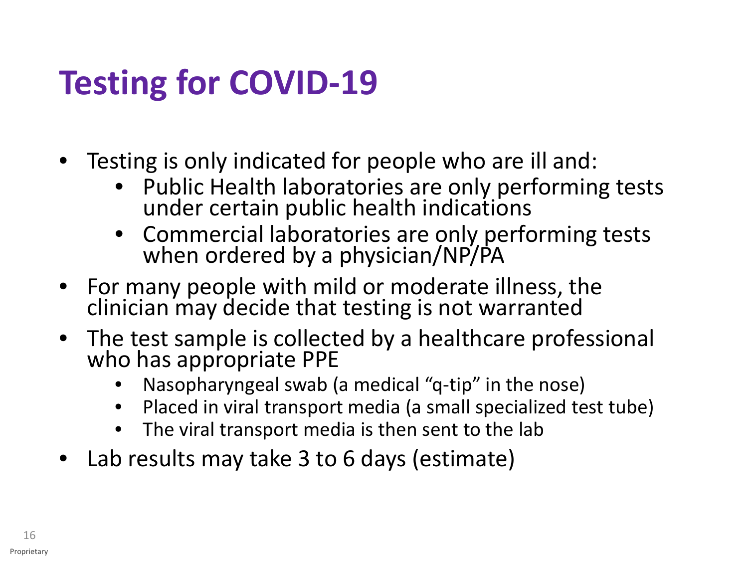# Testing for COVID-19

- Testing is only indicated for people who are ill and:
  - Public Health laboratories are only performing tests under certain public health indications
  - Commercial laboratories are only performing tests when ordered by a physician/NP/PA
- For many people with mild or moderate illness, the clinician may decide that testing is not warranted
- The test sample is collected by a healthcare professional who has appropriate PPE
  - Nasopharyngeal swab (a medical "q-tip" in the nose)
  - Placed in viral transport media (a small specialized test tube)
  - The viral transport media is then sent to the lab
- Lab results may take 3 to 6 days (estimate)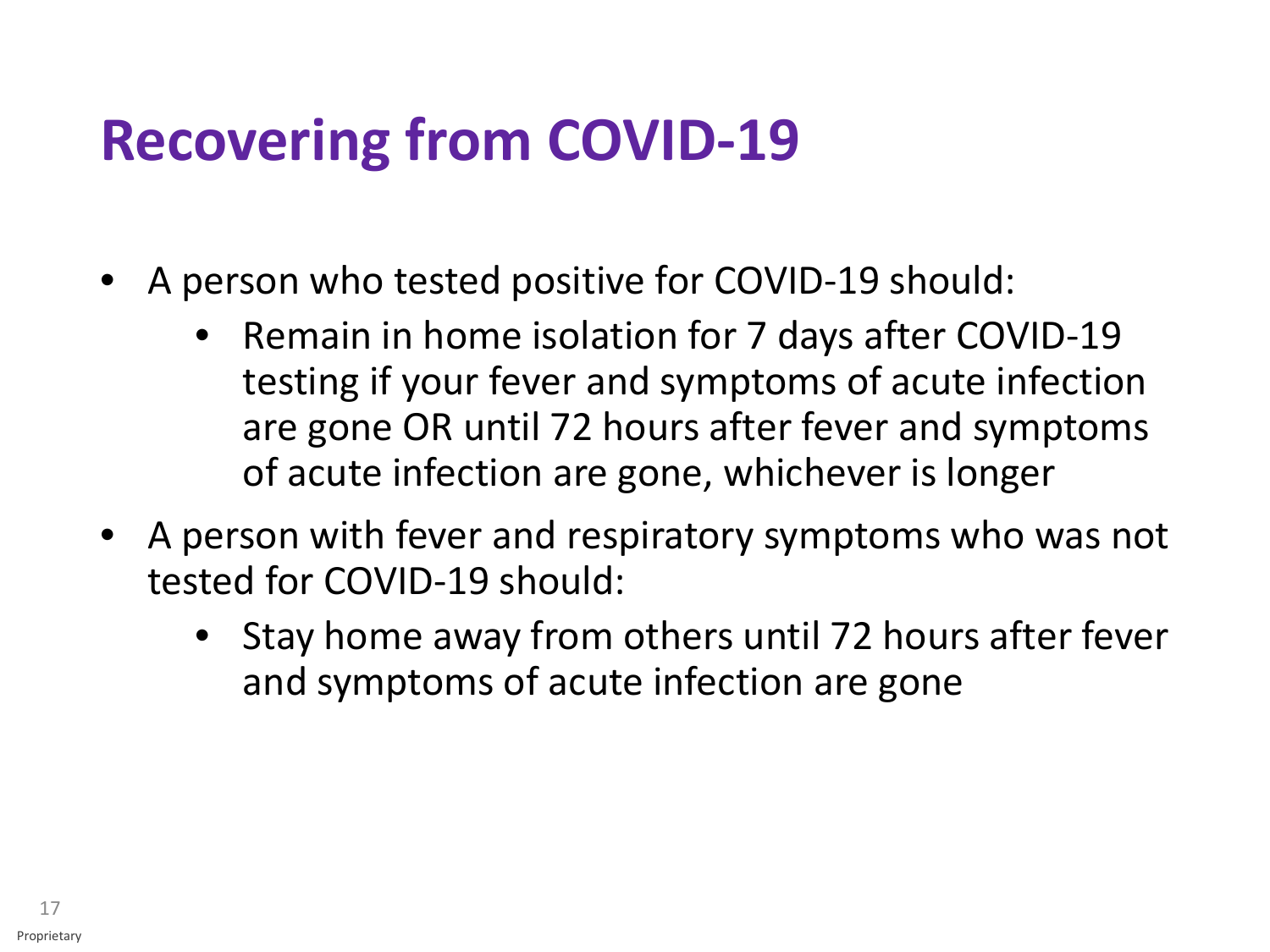# Recovering from COVID-19

- A person who tested positive for COVID-19 should:
  - Remain in home isolation for 7 days after COVID-19 testing if your fever and symptoms of acute infection are gone OR until 72 hours after fever and symptoms of acute infection are gone, whichever is longer
- A person with fever and respiratory symptoms who was not tested for COVID-19 should:
  - Stay home away from others until 72 hours after fever and symptoms of acute infection are gone

Proprietary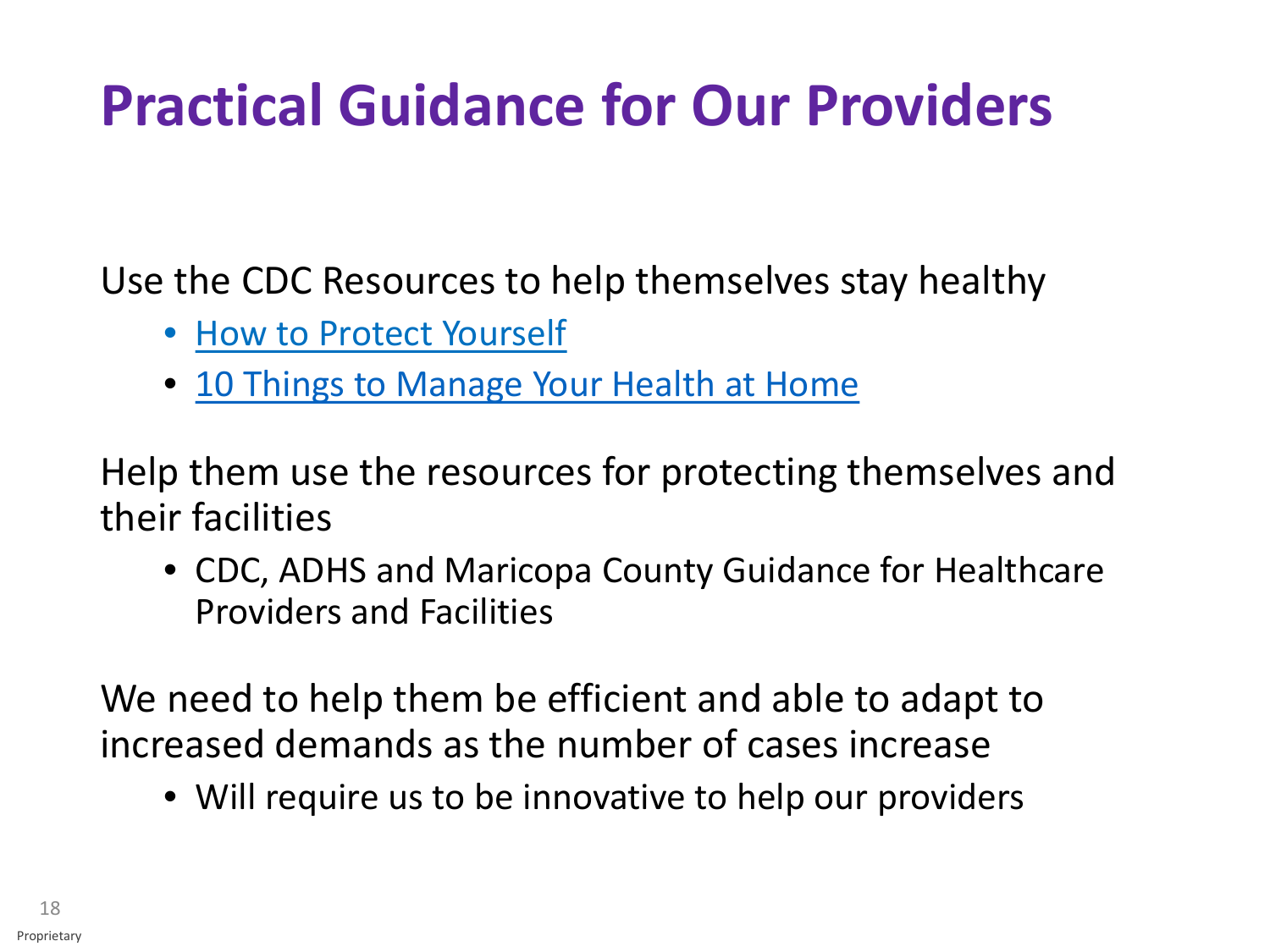# Practical Guidance for Our Providers

Use the CDC Resources to help themselves stay healthy

- How to Protect Yourself
- 10 Things to Manage Your Health at Home

Help them use the resources for protecting themselves and their facilities

- CDC, ADHS and Maricopa County Guidance for Healthcare Providers and Facilities

We need to help them be efficient and able to adapt to increased demands as the number of cases increase

- Will require us to be innovative to help our providers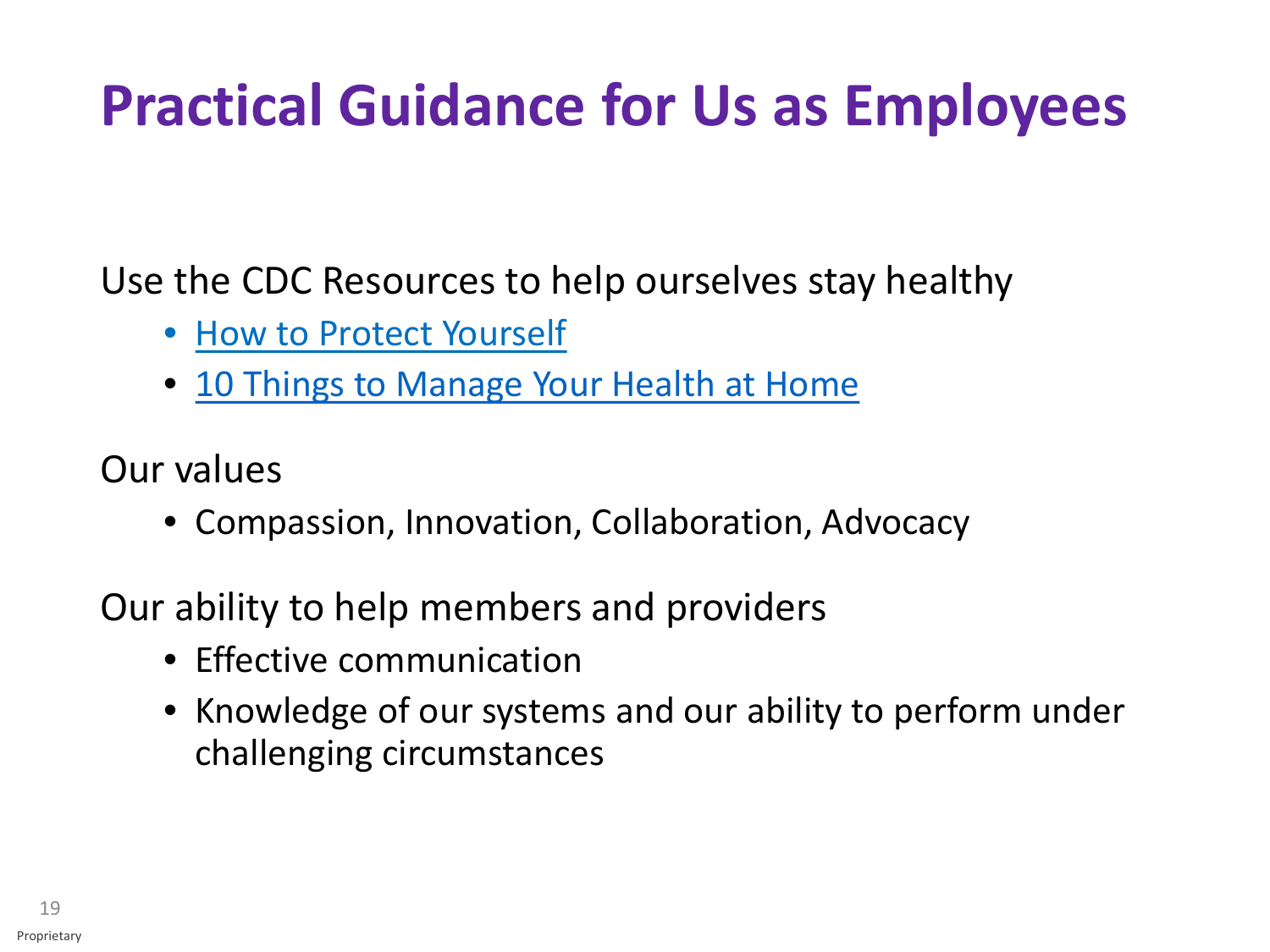# Practical Guidance for Us as Employees

Use the CDC Resources to help ourselves stay healthy

- How to Protect Yourself
- 10 Things to Manage Your Health at Home

Our values

- Compassion, Innovation, Collaboration, Advocacy

Our ability to help members and providers

- Effective communication
- Knowledge of our systems and our ability to perform under challenging circumstances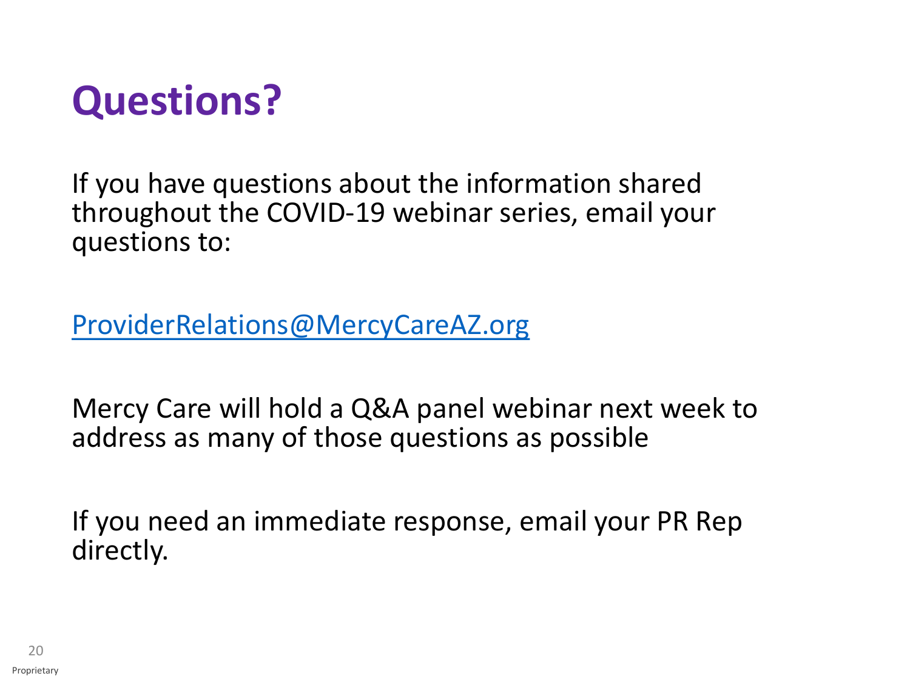# Questions?

If you have questions about the information shared throughout the COVID-19 webinar series, email your questions to:

ProviderRelations@MercyCareAZ.org

Mercy Care will hold a Q&A panel webinar next week to address as many of those questions as possible

If you need an immediate response, email your PR Rep directly.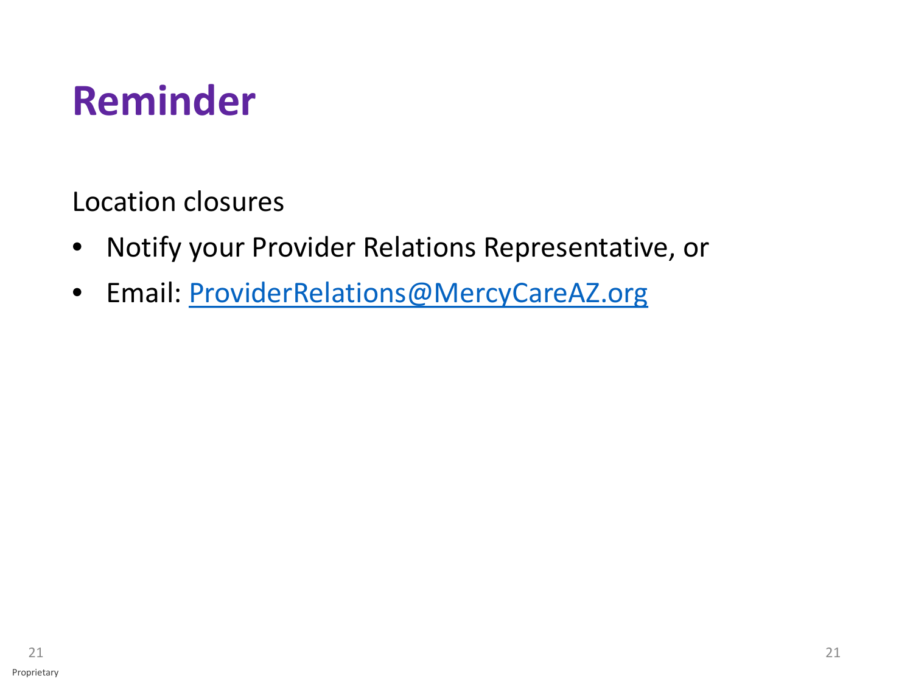# Reminder

Location closures

- Notify your Provider Relations Representative, or
- Email: ProviderRelations@MercyCareAZ.org

Proprietary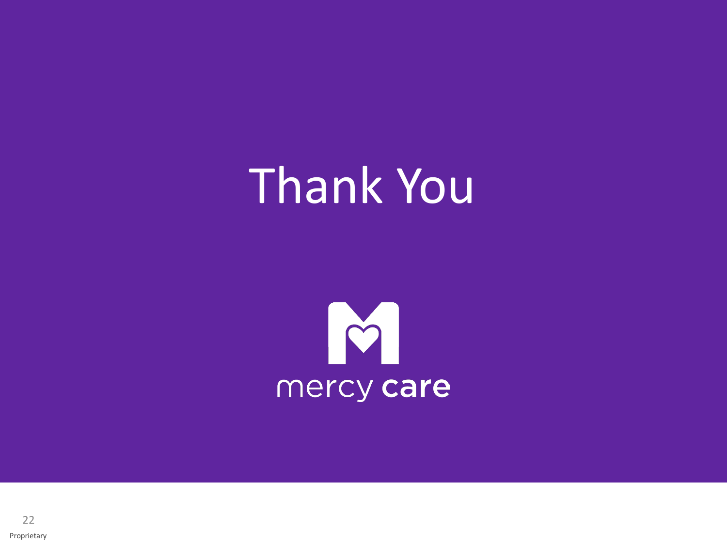# Thank You

mercy care

Proprietary